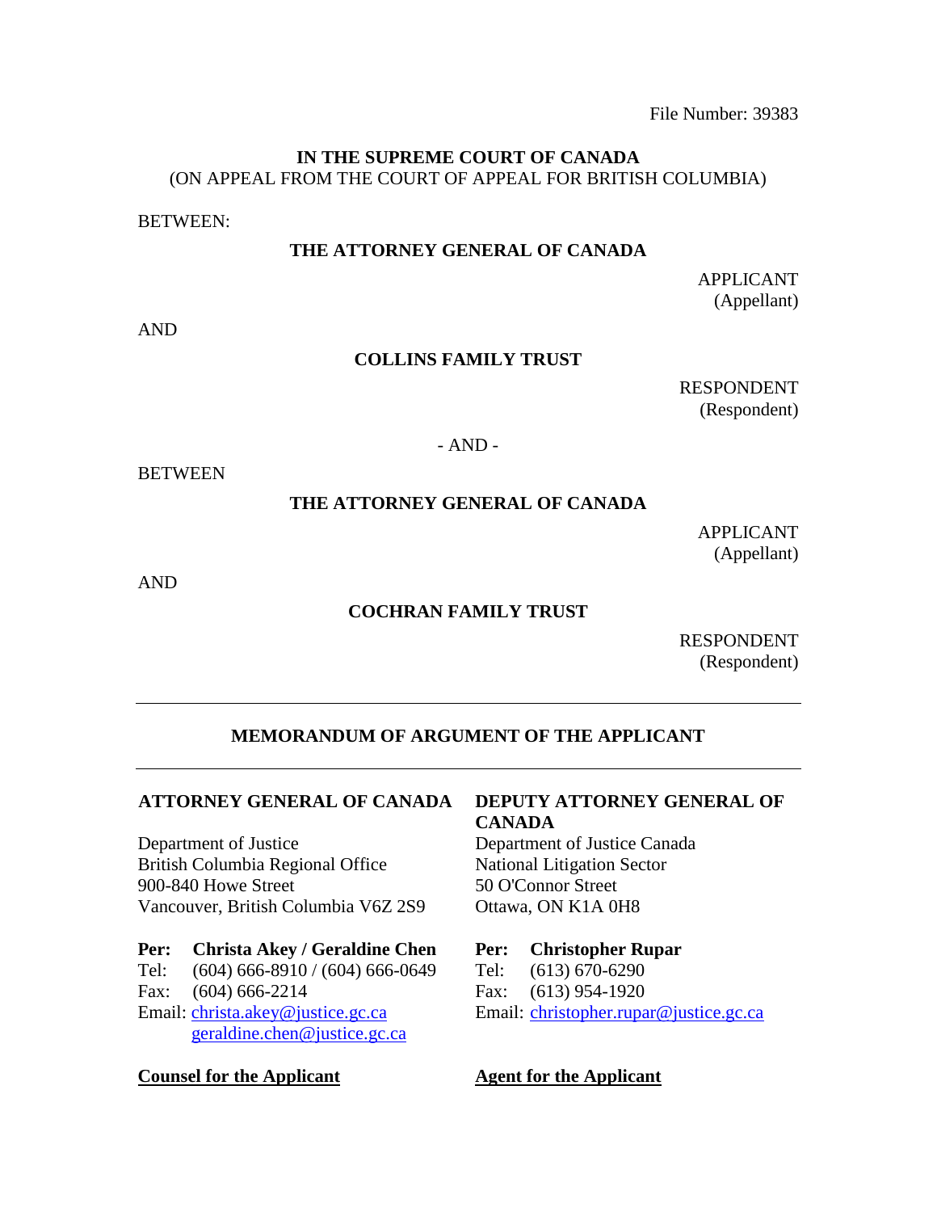File Number: 39383

**IN THE SUPREME COURT OF CANADA**
(ON APPEAL FROM THE COURT OF APPEAL FOR BRITISH COLUMBIA)

BETWEEN:

**THE ATTORNEY GENERAL OF CANADA**

APPLICANT
(Appellant)

AND

**COLLINS FAMILY TRUST**

RESPONDENT
(Respondent)

- AND -

BETWEEN

**THE ATTORNEY GENERAL OF CANADA**

APPLICANT
(Appellant)

AND

**COCHRAN FAMILY TRUST**

RESPONDENT
(Respondent)

---

**MEMORANDUM OF ARGUMENT OF THE APPLICANT**

---

**ATTORNEY GENERAL OF CANADA**

Department of Justice
British Columbia Regional Office
900-840 Howe Street
Vancouver, British Columbia V6Z 2S9

**Per: Christa Akey / Geraldine Chen**
Tel: (604) 666-8910 / (604) 666-0649
Fax: (604) 666-2214
Email: christa.akey@justice.gc.ca
geraldine.chen@justice.gc.ca

**Counsel for the Applicant**

**DEPUTY ATTORNEY GENERAL OF CANADA**

Department of Justice Canada
National Litigation Sector
50 O'Connor Street
Ottawa, ON K1A 0H8

**Per: Christopher Rupar**
Tel: (613) 670-6290
Fax: (613) 954-1920
Email: christopher.rupar@justice.gc.ca

**Agent for the Applicant**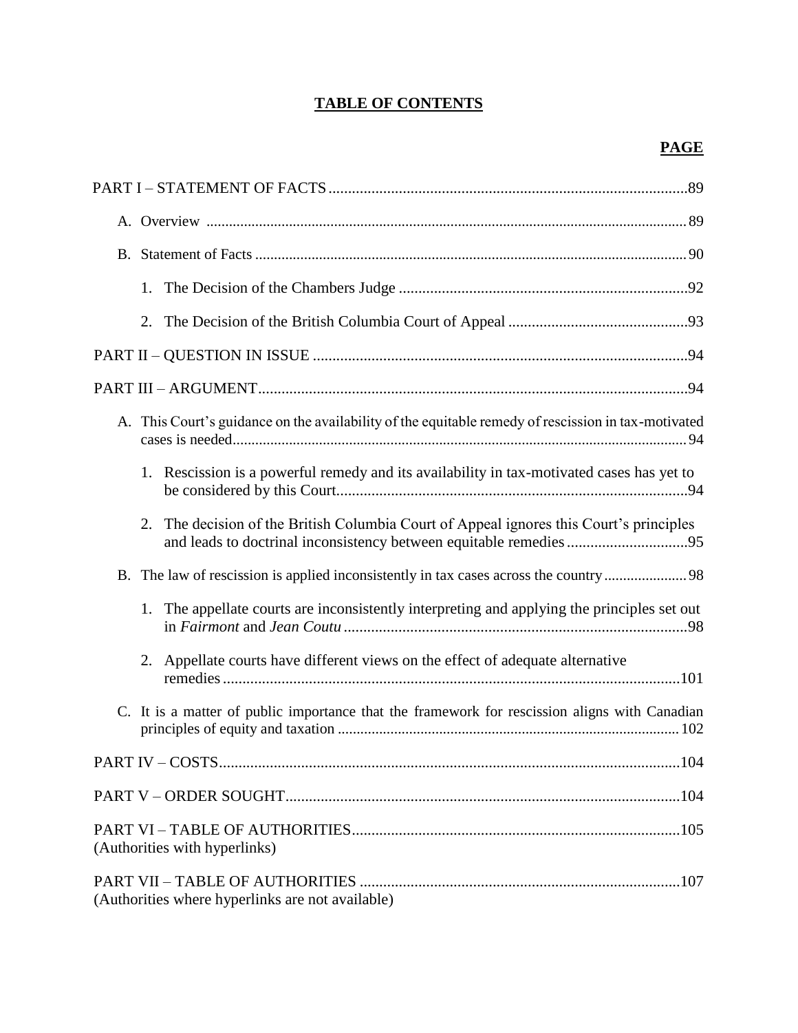# TABLE OF CONTENTS

| | PAGE |
|---|---|
| PART I – STATEMENT OF FACTS | 89 |
| A. Overview | 89 |
| B. Statement of Facts | 90 |
| 1. The Decision of the Chambers Judge | 92 |
| 2. The Decision of the British Columbia Court of Appeal | 93 |
| PART II – QUESTION IN ISSUE | 94 |
| PART III – ARGUMENT | 94 |
| A. This Court's guidance on the availability of the equitable remedy of rescission in tax-motivated cases is needed | 94 |
| 1. Rescission is a powerful remedy and its availability in tax-motivated cases has yet to be considered by this Court | 94 |
| 2. The decision of the British Columbia Court of Appeal ignores this Court's principles and leads to doctrinal inconsistency between equitable remedies | 95 |
| B. The law of rescission is applied inconsistently in tax cases across the country | 98 |
| 1. The appellate courts are inconsistently interpreting and applying the principles set out in *Fairmont* and *Jean Coutu* | 98 |
| 2. Appellate courts have different views on the effect of adequate alternative remedies | 101 |
| C. It is a matter of public importance that the framework for rescission aligns with Canadian principles of equity and taxation | 102 |
| PART IV – COSTS | 104 |
| PART V – ORDER SOUGHT | 104 |
| PART VI – TABLE OF AUTHORITIES (Authorities with hyperlinks) | 105 |
| PART VII – TABLE OF AUTHORITIES (Authorities where hyperlinks are not available) | 107 |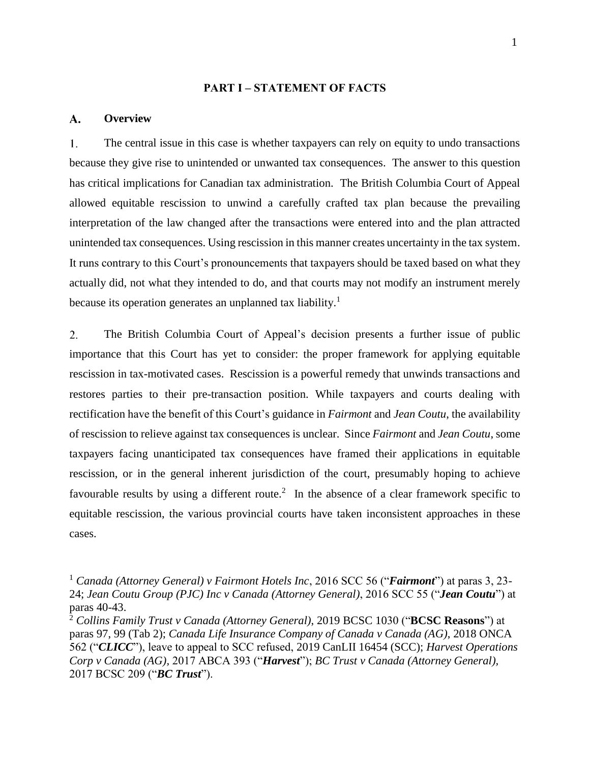## PART I – STATEMENT OF FACTS

### A. Overview

1. The central issue in this case is whether taxpayers can rely on equity to undo transactions because they give rise to unintended or unwanted tax consequences. The answer to this question has critical implications for Canadian tax administration. The British Columbia Court of Appeal allowed equitable rescission to unwind a carefully crafted tax plan because the prevailing interpretation of the law changed after the transactions were entered into and the plan attracted unintended tax consequences. Using rescission in this manner creates uncertainty in the tax system. It runs contrary to this Court's pronouncements that taxpayers should be taxed based on what they actually did, not what they intended to do, and that courts may not modify an instrument merely because its operation generates an unplanned tax liability.[1]

2. The British Columbia Court of Appeal's decision presents a further issue of public importance that this Court has yet to consider: the proper framework for applying equitable rescission in tax-motivated cases. Rescission is a powerful remedy that unwinds transactions and restores parties to their pre-transaction position. While taxpayers and courts dealing with rectification have the benefit of this Court's guidance in *Fairmont* and *Jean Coutu*, the availability of rescission to relieve against tax consequences is unclear. Since *Fairmont* and *Jean Coutu*, some taxpayers facing unanticipated tax consequences have framed their applications in equitable rescission, or in the general inherent jurisdiction of the court, presumably hoping to achieve favourable results by using a different route.[2] In the absence of a clear framework specific to equitable rescission, the various provincial courts have taken inconsistent approaches in these cases.

---

[1] *Canada (Attorney General) v Fairmont Hotels Inc*, 2016 SCC 56 ("***Fairmont***") at paras 3, 23-24; *Jean Coutu Group (PJC) Inc v Canada (Attorney General)*, 2016 SCC 55 ("***Jean Coutu***") at paras 40-43.

[2] *Collins Family Trust v Canada (Attorney General)*, 2019 BCSC 1030 ("**BCSC Reasons**") at paras 97, 99 (Tab 2); *Canada Life Insurance Company of Canada v Canada (AG)*, 2018 ONCA 562 ("***CLICC***"), leave to appeal to SCC refused, 2019 CanLII 16454 (SCC); *Harvest Operations Corp v Canada (AG)*, 2017 ABCA 393 ("***Harvest***"); *BC Trust v Canada (Attorney General)*, 2017 BCSC 209 ("***BC Trust***").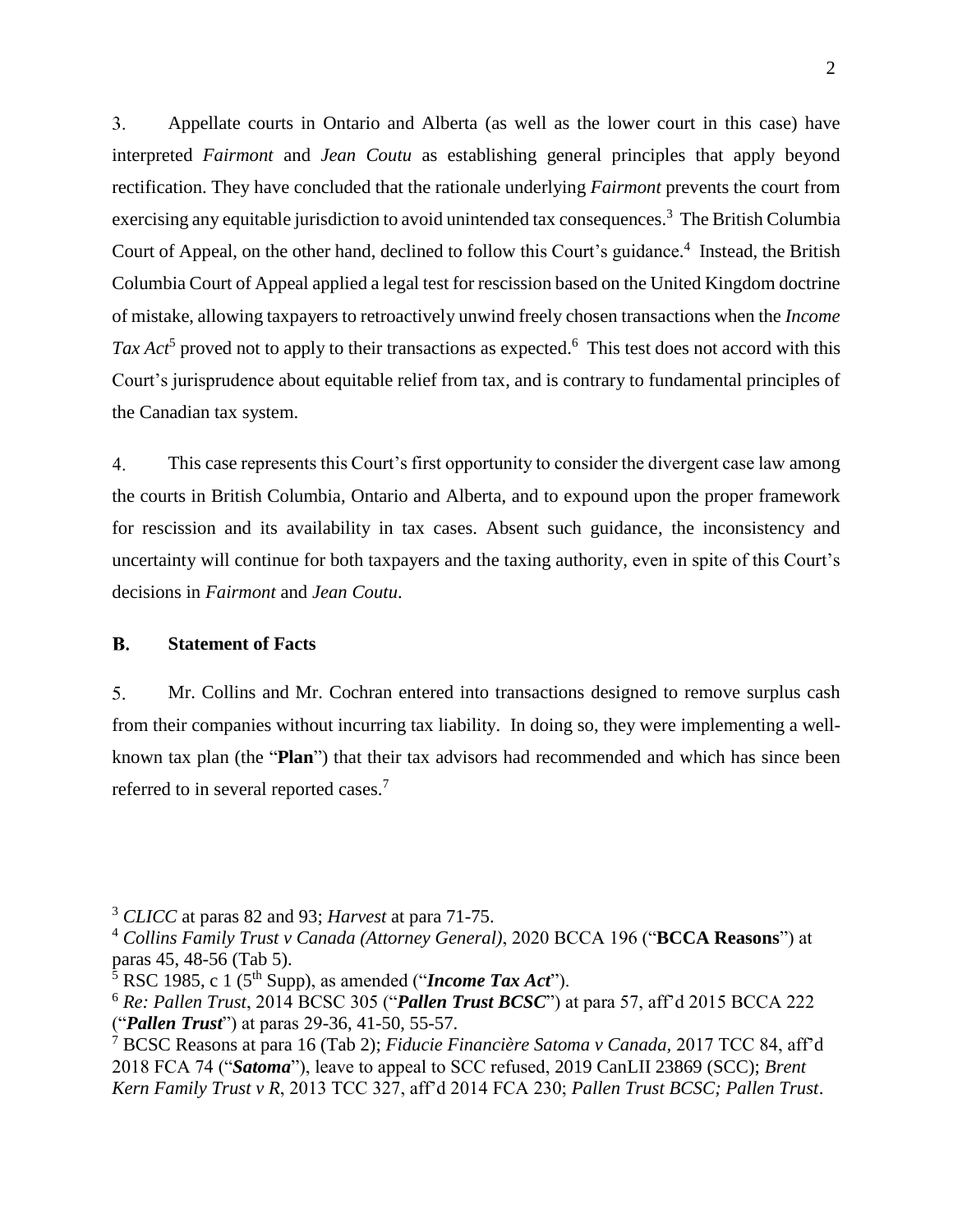3. Appellate courts in Ontario and Alberta (as well as the lower court in this case) have interpreted *Fairmont* and *Jean Coutu* as establishing general principles that apply beyond rectification. They have concluded that the rationale underlying *Fairmont* prevents the court from exercising any equitable jurisdiction to avoid unintended tax consequences.[3] The British Columbia Court of Appeal, on the other hand, declined to follow this Court's guidance.[4] Instead, the British Columbia Court of Appeal applied a legal test for rescission based on the United Kingdom doctrine of mistake, allowing taxpayers to retroactively unwind freely chosen transactions when the *Income Tax Act*[5] proved not to apply to their transactions as expected.[6] This test does not accord with this Court's jurisprudence about equitable relief from tax, and is contrary to fundamental principles of the Canadian tax system.

4. This case represents this Court's first opportunity to consider the divergent case law among the courts in British Columbia, Ontario and Alberta, and to expound upon the proper framework for rescission and its availability in tax cases. Absent such guidance, the inconsistency and uncertainty will continue for both taxpayers and the taxing authority, even in spite of this Court's decisions in *Fairmont* and *Jean Coutu*.

## B. Statement of Facts

5. Mr. Collins and Mr. Cochran entered into transactions designed to remove surplus cash from their companies without incurring tax liability. In doing so, they were implementing a well-known tax plan (the "**Plan**") that their tax advisors had recommended and which has since been referred to in several reported cases.[7]

---

[3] *CLICC* at paras 82 and 93; *Harvest* at para 71-75.

[4] *Collins Family Trust v Canada (Attorney General)*, 2020 BCCA 196 ("**BCCA Reasons**") at paras 45, 48-56 (Tab 5).

[5] RSC 1985, c 1 (5th Supp), as amended ("***Income Tax Act***").

[6] *Re: Pallen Trust*, 2014 BCSC 305 ("***Pallen Trust BCSC***") at para 57, aff'd 2015 BCCA 222 ("***Pallen Trust***") at paras 29-36, 41-50, 55-57.

[7] BCSC Reasons at para 16 (Tab 2); *Fiducie Financière Satoma v Canada*, 2017 TCC 84, aff'd 2018 FCA 74 ("***Satoma***"), leave to appeal to SCC refused, 2019 CanLII 23869 (SCC); *Brent Kern Family Trust v R*, 2013 TCC 327, aff'd 2014 FCA 230; *Pallen Trust BCSC; Pallen Trust*.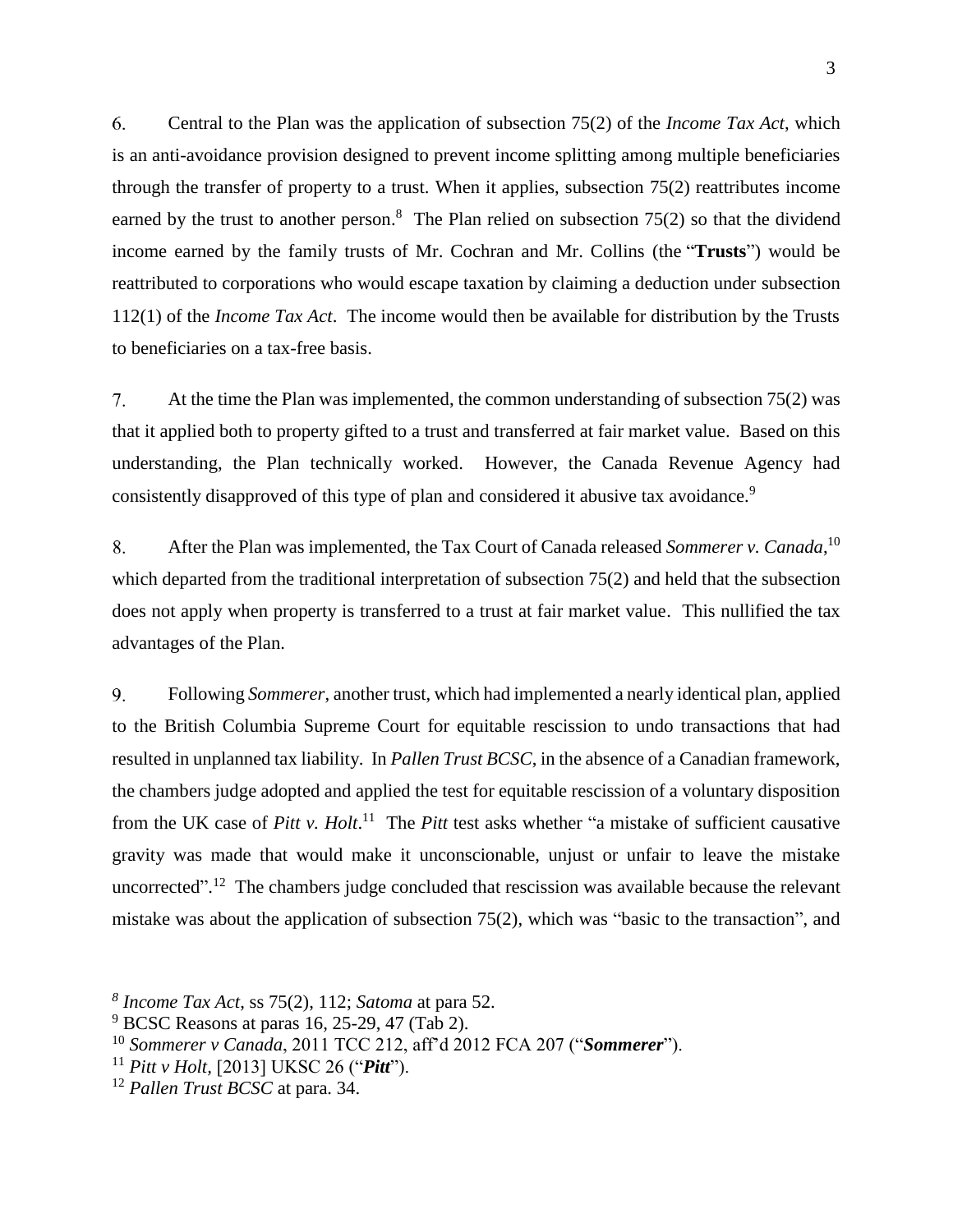6. Central to the Plan was the application of subsection 75(2) of the *Income Tax Act*, which is an anti-avoidance provision designed to prevent income splitting among multiple beneficiaries through the transfer of property to a trust. When it applies, subsection 75(2) reattributes income earned by the trust to another person.[8] The Plan relied on subsection 75(2) so that the dividend income earned by the family trusts of Mr. Cochran and Mr. Collins (the "**Trusts**") would be reattributed to corporations who would escape taxation by claiming a deduction under subsection 112(1) of the *Income Tax Act*. The income would then be available for distribution by the Trusts to beneficiaries on a tax-free basis.

7. At the time the Plan was implemented, the common understanding of subsection 75(2) was that it applied both to property gifted to a trust and transferred at fair market value. Based on this understanding, the Plan technically worked. However, the Canada Revenue Agency had consistently disapproved of this type of plan and considered it abusive tax avoidance.[9]

8. After the Plan was implemented, the Tax Court of Canada released *Sommerer v. Canada*,[10] which departed from the traditional interpretation of subsection 75(2) and held that the subsection does not apply when property is transferred to a trust at fair market value. This nullified the tax advantages of the Plan.

9. Following *Sommerer*, another trust, which had implemented a nearly identical plan, applied to the British Columbia Supreme Court for equitable rescission to undo transactions that had resulted in unplanned tax liability. In *Pallen Trust BCSC*, in the absence of a Canadian framework, the chambers judge adopted and applied the test for equitable rescission of a voluntary disposition from the UK case of *Pitt v. Holt*.[11] The *Pitt* test asks whether "a mistake of sufficient causative gravity was made that would make it unconscionable, unjust or unfair to leave the mistake uncorrected".[12] The chambers judge concluded that rescission was available because the relevant mistake was about the application of subsection 75(2), which was "basic to the transaction", and

[8] *Income Tax Act*, ss 75(2), 112; *Satoma* at para 52.

[9] BCSC Reasons at paras 16, 25-29, 47 (Tab 2).

[10] *Sommerer v Canada*, 2011 TCC 212, aff'd 2012 FCA 207 ("***Sommerer***").

[11] *Pitt v Holt*, [2013] UKSC 26 ("***Pitt***").

[12] *Pallen Trust BCSC* at para. 34.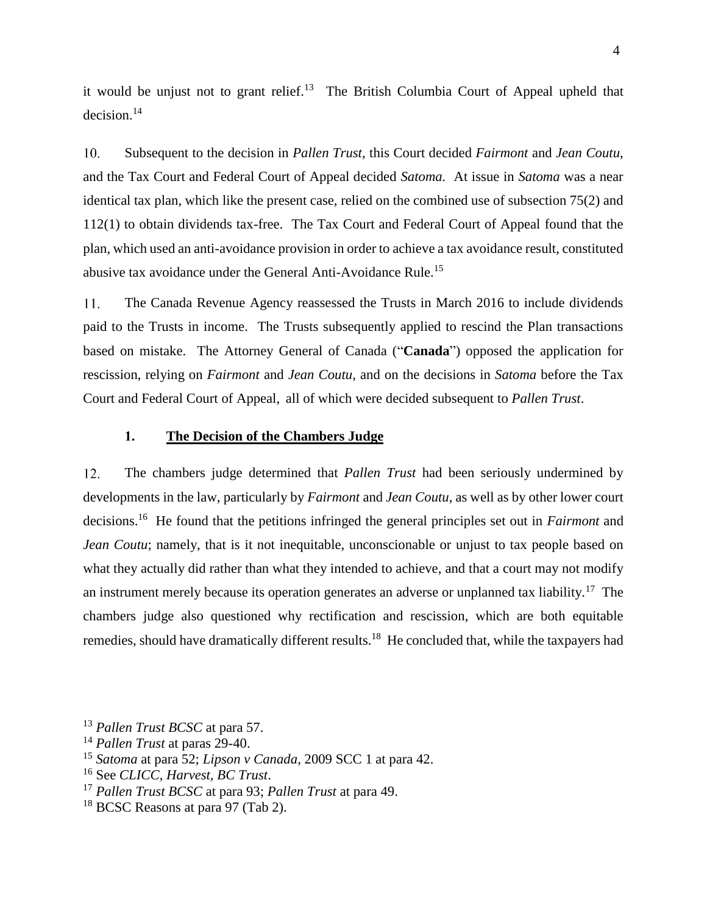it would be unjust not to grant relief.[13] The British Columbia Court of Appeal upheld that decision.[14]

10. Subsequent to the decision in *Pallen Trust*, this Court decided *Fairmont* and *Jean Coutu*, and the Tax Court and Federal Court of Appeal decided *Satoma.* At issue in *Satoma* was a near identical tax plan, which like the present case, relied on the combined use of subsection 75(2) and 112(1) to obtain dividends tax-free. The Tax Court and Federal Court of Appeal found that the plan, which used an anti-avoidance provision in order to achieve a tax avoidance result, constituted abusive tax avoidance under the General Anti-Avoidance Rule.[15]

11. The Canada Revenue Agency reassessed the Trusts in March 2016 to include dividends paid to the Trusts in income. The Trusts subsequently applied to rescind the Plan transactions based on mistake. The Attorney General of Canada ("**Canada**") opposed the application for rescission, relying on *Fairmont* and *Jean Coutu*, and on the decisions in *Satoma* before the Tax Court and Federal Court of Appeal, all of which were decided subsequent to *Pallen Trust*.

### 1. <u>The Decision of the Chambers Judge</u>

12. The chambers judge determined that *Pallen Trust* had been seriously undermined by developments in the law, particularly by *Fairmont* and *Jean Coutu*, as well as by other lower court decisions.[16] He found that the petitions infringed the general principles set out in *Fairmont* and *Jean Coutu*; namely, that is it not inequitable, unconscionable or unjust to tax people based on what they actually did rather than what they intended to achieve, and that a court may not modify an instrument merely because its operation generates an adverse or unplanned tax liability.[17] The chambers judge also questioned why rectification and rescission, which are both equitable remedies, should have dramatically different results.[18] He concluded that, while the taxpayers had

---

[13] *Pallen Trust BCSC* at para 57.

[14] *Pallen Trust* at paras 29-40.

[15] *Satoma* at para 52; *Lipson v Canada*, 2009 SCC 1 at para 42.

[16] See *CLICC*, *Harvest*, *BC Trust*.

[17] *Pallen Trust BCSC* at para 93; *Pallen Trust* at para 49.

[18] BCSC Reasons at para 97 (Tab 2).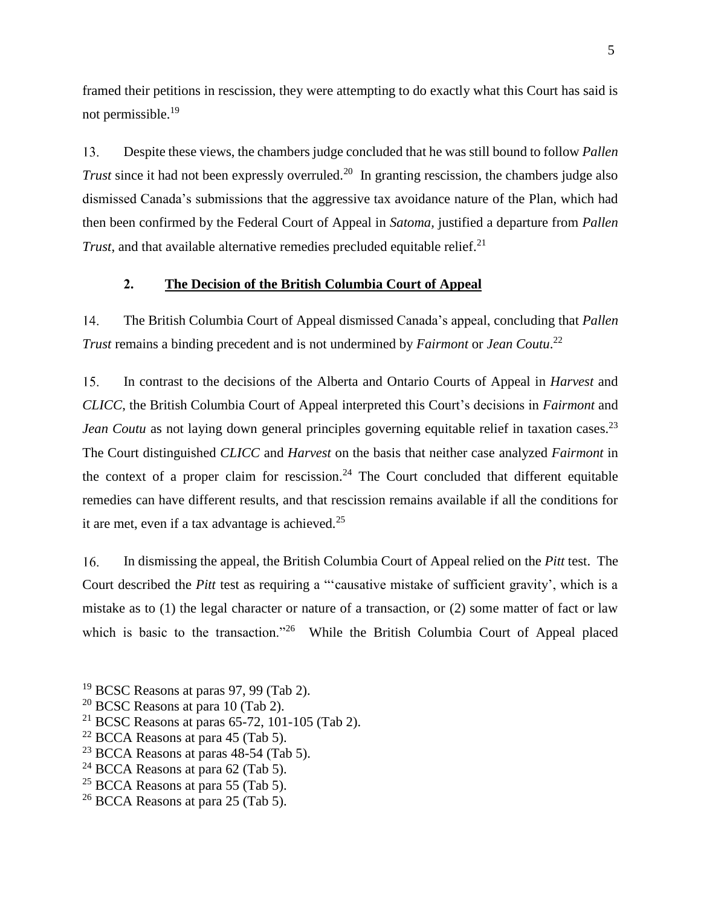framed their petitions in rescission, they were attempting to do exactly what this Court has said is not permissible.[19]

13. Despite these views, the chambers judge concluded that he was still bound to follow *Pallen Trust* since it had not been expressly overruled.[20] In granting rescission, the chambers judge also dismissed Canada's submissions that the aggressive tax avoidance nature of the Plan, which had then been confirmed by the Federal Court of Appeal in *Satoma*, justified a departure from *Pallen Trust*, and that available alternative remedies precluded equitable relief.[21]

### 2. <u>The Decision of the British Columbia Court of Appeal</u>

14. The British Columbia Court of Appeal dismissed Canada's appeal, concluding that *Pallen Trust* remains a binding precedent and is not undermined by *Fairmont* or *Jean Coutu*.[22]

15. In contrast to the decisions of the Alberta and Ontario Courts of Appeal in *Harvest* and *CLICC*, the British Columbia Court of Appeal interpreted this Court's decisions in *Fairmont* and *Jean Coutu* as not laying down general principles governing equitable relief in taxation cases.[23] The Court distinguished *CLICC* and *Harvest* on the basis that neither case analyzed *Fairmont* in the context of a proper claim for rescission.[24] The Court concluded that different equitable remedies can have different results, and that rescission remains available if all the conditions for it are met, even if a tax advantage is achieved.[25]

16. In dismissing the appeal, the British Columbia Court of Appeal relied on the *Pitt* test. The Court described the *Pitt* test as requiring a "'causative mistake of sufficient gravity', which is a mistake as to (1) the legal character or nature of a transaction, or (2) some matter of fact or law which is basic to the transaction."[26] While the British Columbia Court of Appeal placed

---

[19] BCSC Reasons at paras 97, 99 (Tab 2).
[20] BCSC Reasons at para 10 (Tab 2).
[21] BCSC Reasons at paras 65-72, 101-105 (Tab 2).
[22] BCCA Reasons at para 45 (Tab 5).
[23] BCCA Reasons at paras 48-54 (Tab 5).
[24] BCCA Reasons at para 62 (Tab 5).
[25] BCCA Reasons at para 55 (Tab 5).
[26] BCCA Reasons at para 25 (Tab 5).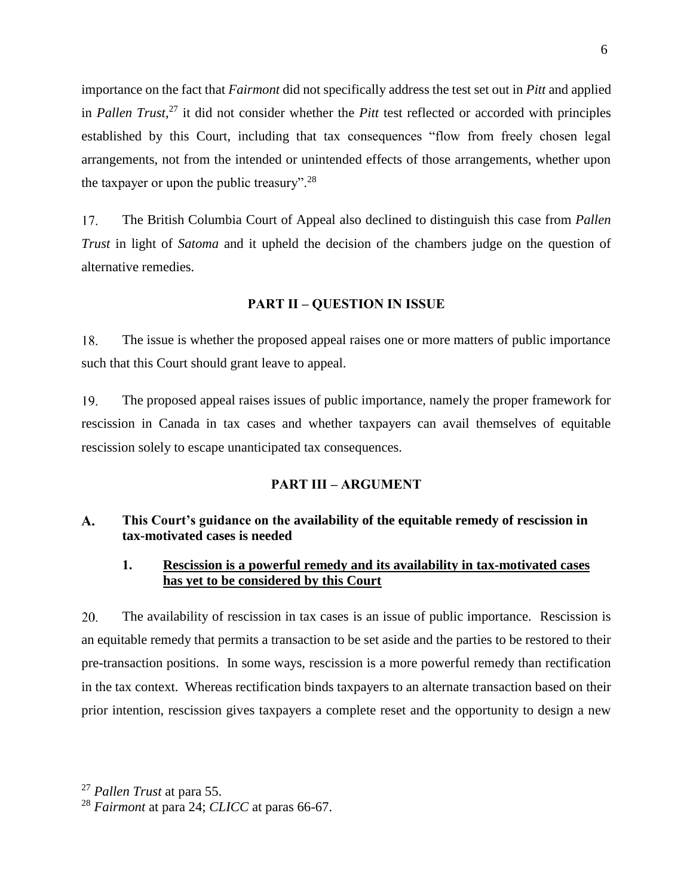importance on the fact that *Fairmont* did not specifically address the test set out in *Pitt* and applied in *Pallen Trust*,[27] it did not consider whether the *Pitt* test reflected or accorded with principles established by this Court, including that tax consequences "flow from freely chosen legal arrangements, not from the intended or unintended effects of those arrangements, whether upon the taxpayer or upon the public treasury".[28]

17. The British Columbia Court of Appeal also declined to distinguish this case from *Pallen Trust* in light of *Satoma* and it upheld the decision of the chambers judge on the question of alternative remedies.

## PART II – QUESTION IN ISSUE

18. The issue is whether the proposed appeal raises one or more matters of public importance such that this Court should grant leave to appeal.

19. The proposed appeal raises issues of public importance, namely the proper framework for rescission in Canada in tax cases and whether taxpayers can avail themselves of equitable rescission solely to escape unanticipated tax consequences.

## PART III – ARGUMENT

### A. This Court's guidance on the availability of the equitable remedy of rescission in tax-motivated cases is needed

#### 1. Rescission is a powerful remedy and its availability in tax-motivated cases has yet to be considered by this Court

20. The availability of rescission in tax cases is an issue of public importance. Rescission is an equitable remedy that permits a transaction to be set aside and the parties to be restored to their pre-transaction positions. In some ways, rescission is a more powerful remedy than rectification in the tax context. Whereas rectification binds taxpayers to an alternate transaction based on their prior intention, rescission gives taxpayers a complete reset and the opportunity to design a new

---

[27] *Pallen Trust* at para 55.

[28] *Fairmont* at para 24; *CLICC* at paras 66-67.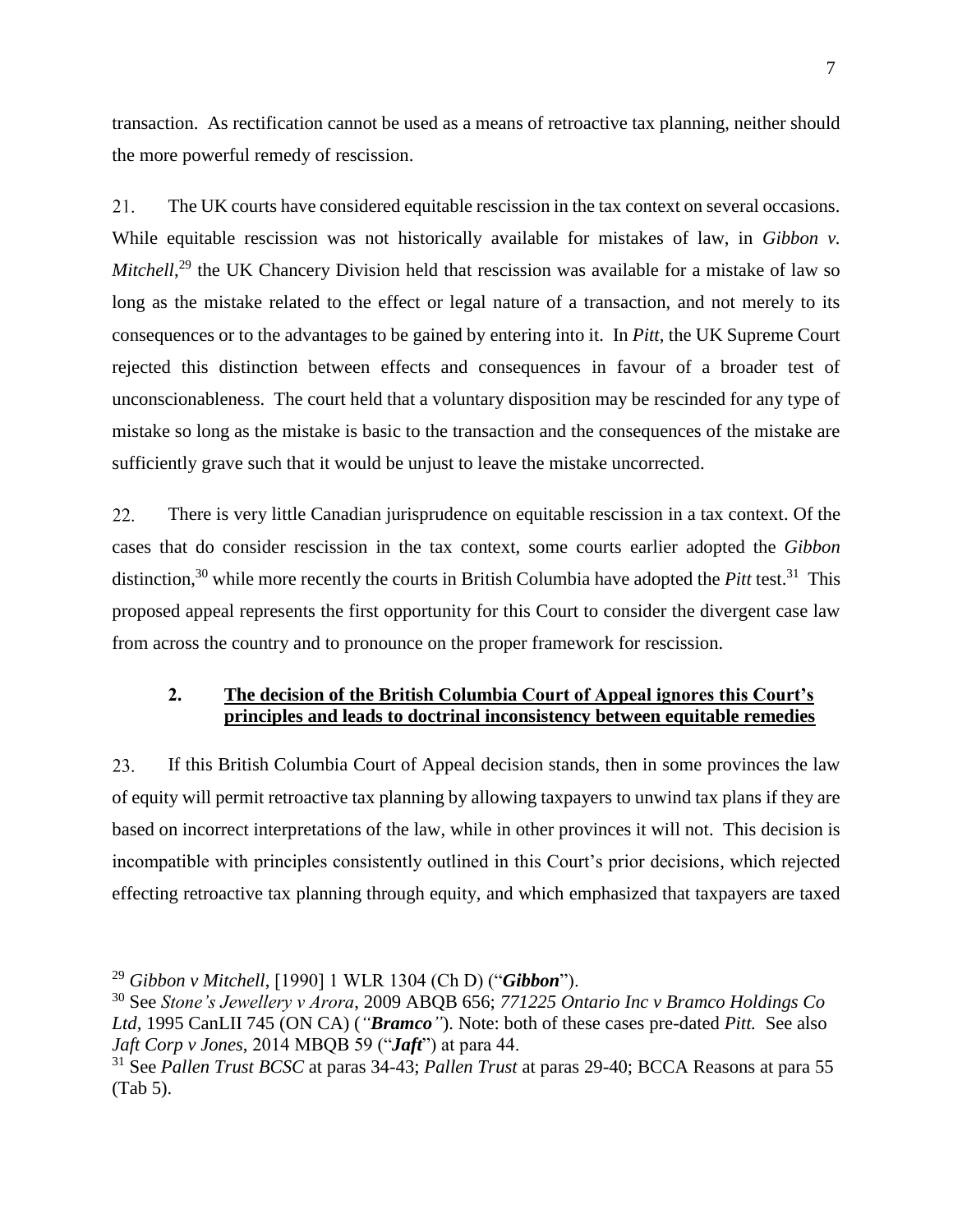transaction. As rectification cannot be used as a means of retroactive tax planning, neither should the more powerful remedy of rescission.

21. The UK courts have considered equitable rescission in the tax context on several occasions. While equitable rescission was not historically available for mistakes of law, in *Gibbon v. Mitchell*,[29] the UK Chancery Division held that rescission was available for a mistake of law so long as the mistake related to the effect or legal nature of a transaction, and not merely to its consequences or to the advantages to be gained by entering into it. In *Pitt*, the UK Supreme Court rejected this distinction between effects and consequences in favour of a broader test of unconscionableness. The court held that a voluntary disposition may be rescinded for any type of mistake so long as the mistake is basic to the transaction and the consequences of the mistake are sufficiently grave such that it would be unjust to leave the mistake uncorrected.

22. There is very little Canadian jurisprudence on equitable rescission in a tax context. Of the cases that do consider rescission in the tax context, some courts earlier adopted the *Gibbon* distinction,[30] while more recently the courts in British Columbia have adopted the *Pitt* test.[31] This proposed appeal represents the first opportunity for this Court to consider the divergent case law from across the country and to pronounce on the proper framework for rescission.

### 2. <u>The decision of the British Columbia Court of Appeal ignores this Court's principles and leads to doctrinal inconsistency between equitable remedies</u>

23. If this British Columbia Court of Appeal decision stands, then in some provinces the law of equity will permit retroactive tax planning by allowing taxpayers to unwind tax plans if they are based on incorrect interpretations of the law, while in other provinces it will not. This decision is incompatible with principles consistently outlined in this Court's prior decisions, which rejected effecting retroactive tax planning through equity, and which emphasized that taxpayers are taxed

---

[29] *Gibbon v Mitchell*, [1990] 1 WLR 1304 (Ch D) ("***Gibbon***").

[30] See *Stone's Jewellery v Arora*, 2009 ABQB 656; *771225 Ontario Inc v Bramco Holdings Co Ltd*, 1995 CanLII 745 (ON CA) (*"**Bramco**"*). Note: both of these cases pre-dated *Pitt.* See also *Jaft Corp v Jones*, 2014 MBQB 59 ("***Jaft***") at para 44.

[31] See *Pallen Trust BCSC* at paras 34-43; *Pallen Trust* at paras 29-40; BCCA Reasons at para 55 (Tab 5).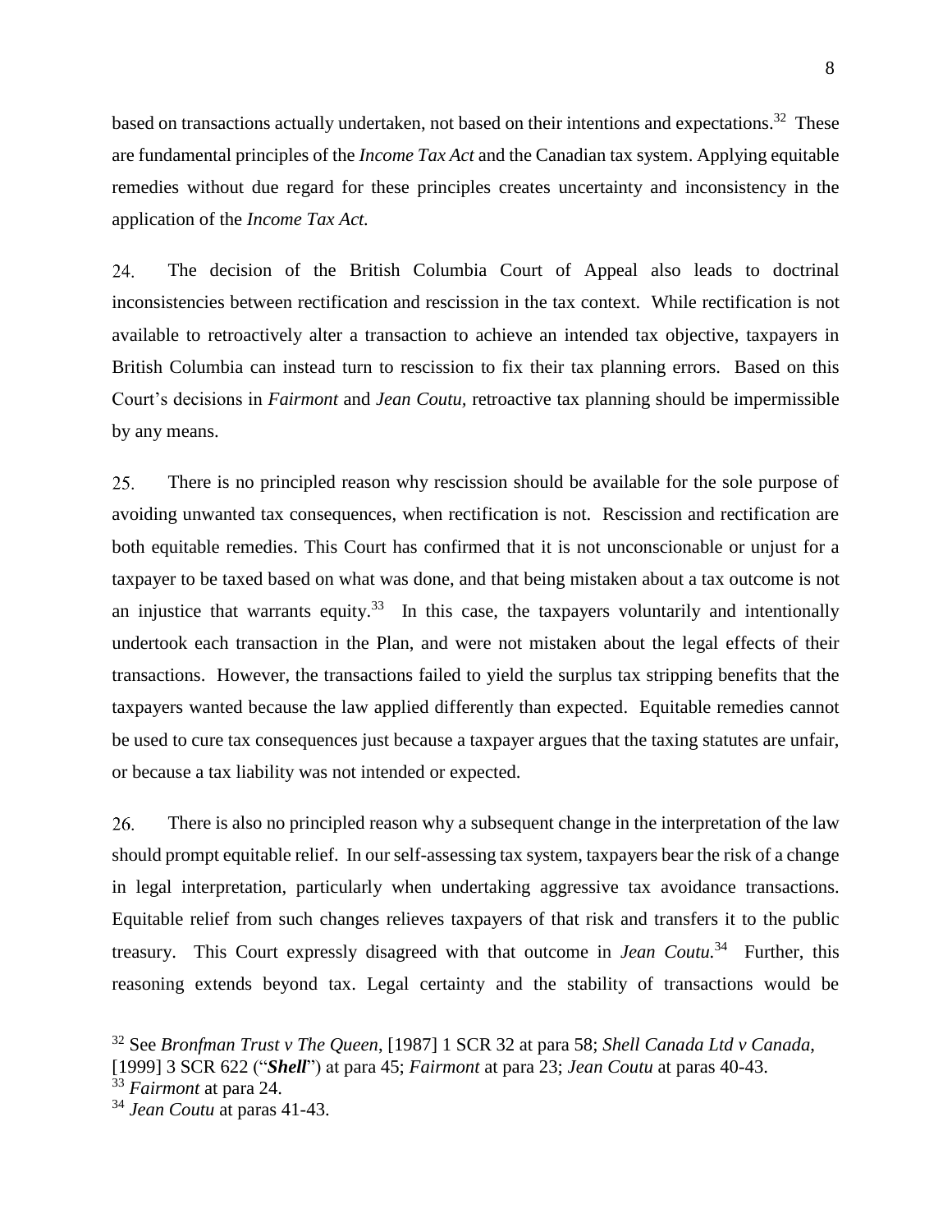based on transactions actually undertaken, not based on their intentions and expectations.[32] These are fundamental principles of the *Income Tax Act* and the Canadian tax system. Applying equitable remedies without due regard for these principles creates uncertainty and inconsistency in the application of the *Income Tax Act.*

24. The decision of the British Columbia Court of Appeal also leads to doctrinal inconsistencies between rectification and rescission in the tax context. While rectification is not available to retroactively alter a transaction to achieve an intended tax objective, taxpayers in British Columbia can instead turn to rescission to fix their tax planning errors. Based on this Court's decisions in *Fairmont* and *Jean Coutu*, retroactive tax planning should be impermissible by any means.

25. There is no principled reason why rescission should be available for the sole purpose of avoiding unwanted tax consequences, when rectification is not. Rescission and rectification are both equitable remedies. This Court has confirmed that it is not unconscionable or unjust for a taxpayer to be taxed based on what was done, and that being mistaken about a tax outcome is not an injustice that warrants equity.[33] In this case, the taxpayers voluntarily and intentionally undertook each transaction in the Plan, and were not mistaken about the legal effects of their transactions. However, the transactions failed to yield the surplus tax stripping benefits that the taxpayers wanted because the law applied differently than expected. Equitable remedies cannot be used to cure tax consequences just because a taxpayer argues that the taxing statutes are unfair, or because a tax liability was not intended or expected.

26. There is also no principled reason why a subsequent change in the interpretation of the law should prompt equitable relief. In our self-assessing tax system, taxpayers bear the risk of a change in legal interpretation, particularly when undertaking aggressive tax avoidance transactions. Equitable relief from such changes relieves taxpayers of that risk and transfers it to the public treasury. This Court expressly disagreed with that outcome in *Jean Coutu.*[34] Further, this reasoning extends beyond tax. Legal certainty and the stability of transactions would be

---

[32] See *Bronfman Trust v The Queen*, [1987] 1 SCR 32 at para 58; *Shell Canada Ltd v Canada*, [1999] 3 SCR 622 ("***Shell***") at para 45; *Fairmont* at para 23; *Jean Coutu* at paras 40-43.

[33] *Fairmont* at para 24.

[34] *Jean Coutu* at paras 41-43.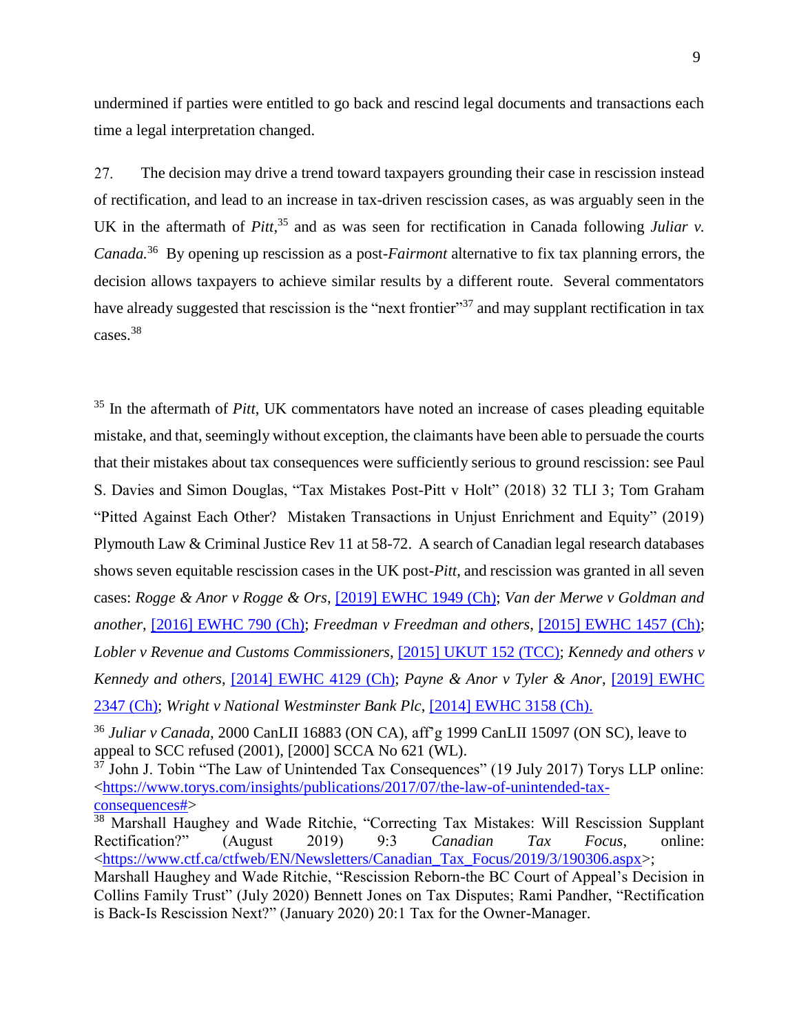undermined if parties were entitled to go back and rescind legal documents and transactions each time a legal interpretation changed.

27. The decision may drive a trend toward taxpayers grounding their case in rescission instead of rectification, and lead to an increase in tax-driven rescission cases, as was arguably seen in the UK in the aftermath of *Pitt*,[35] and as was seen for rectification in Canada following *Juliar v. Canada.*[36] By opening up rescission as a post-*Fairmont* alternative to fix tax planning errors, the decision allows taxpayers to achieve similar results by a different route. Several commentators have already suggested that rescission is the "next frontier"[37] and may supplant rectification in tax cases.[38]

[35] In the aftermath of *Pitt*, UK commentators have noted an increase of cases pleading equitable mistake, and that, seemingly without exception, the claimants have been able to persuade the courts that their mistakes about tax consequences were sufficiently serious to ground rescission: see Paul S. Davies and Simon Douglas, "Tax Mistakes Post-Pitt v Holt" (2018) 32 TLI 3; Tom Graham "Pitted Against Each Other? Mistaken Transactions in Unjust Enrichment and Equity" (2019) Plymouth Law & Criminal Justice Rev 11 at 58-72. A search of Canadian legal research databases shows seven equitable rescission cases in the UK post-*Pitt*, and rescission was granted in all seven cases: *Rogge & Anor v Rogge & Ors*, [2019] EWHC 1949 (Ch); *Van der Merwe v Goldman and another*, [2016] EWHC 790 (Ch); *Freedman v Freedman and others*, [2015] EWHC 1457 (Ch); *Lobler v Revenue and Customs Commissioners*, [2015] UKUT 152 (TCC); *Kennedy and others v Kennedy and others*, [2014] EWHC 4129 (Ch); *Payne & Anor v Tyler & Anor*, [2019] EWHC 2347 (Ch); *Wright v National Westminster Bank Plc*, [2014] EWHC 3158 (Ch).

[36] *Juliar v Canada,* 2000 CanLII 16883 (ON CA), aff'g 1999 CanLII 15097 (ON SC), leave to appeal to SCC refused (2001), [2000] SCCA No 621 (WL).

[37] John J. Tobin "The Law of Unintended Tax Consequences" (19 July 2017) Torys LLP online: <https://www.torys.com/insights/publications/2017/07/the-law-of-unintended-tax-consequences#>

[38] Marshall Haughey and Wade Ritchie, "Correcting Tax Mistakes: Will Rescission Supplant Rectification?" (August 2019) 9:3 *Canadian Tax Focus*, online: <https://www.ctf.ca/ctfweb/EN/Newsletters/Canadian_Tax_Focus/2019/3/190306.aspx>; Marshall Haughey and Wade Ritchie, "Rescission Reborn-the BC Court of Appeal's Decision in Collins Family Trust" (July 2020) Bennett Jones on Tax Disputes; Rami Pandher, "Rectification is Back-Is Rescission Next?" (January 2020) 20:1 Tax for the Owner-Manager.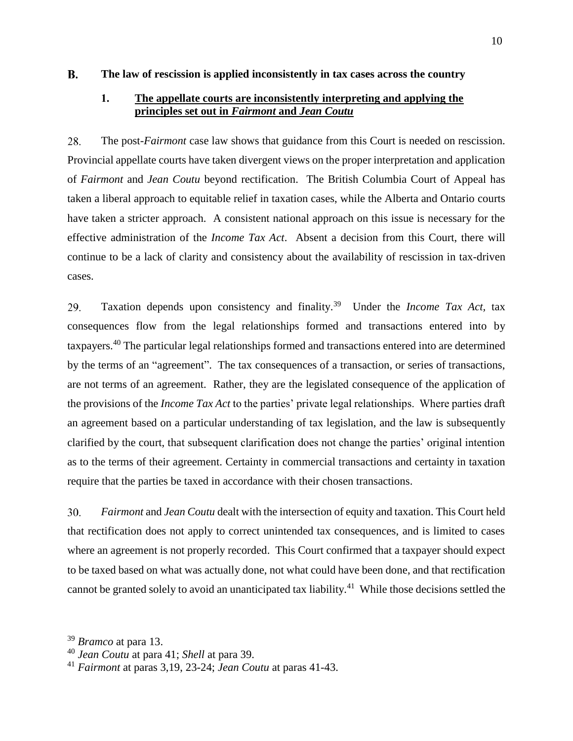## B. The law of rescission is applied inconsistently in tax cases across the country

### 1. The appellate courts are inconsistently interpreting and applying the principles set out in *Fairmont* and *Jean Coutu*

28. The post-*Fairmont* case law shows that guidance from this Court is needed on rescission. Provincial appellate courts have taken divergent views on the proper interpretation and application of *Fairmont* and *Jean Coutu* beyond rectification. The British Columbia Court of Appeal has taken a liberal approach to equitable relief in taxation cases, while the Alberta and Ontario courts have taken a stricter approach. A consistent national approach on this issue is necessary for the effective administration of the *Income Tax Act*. Absent a decision from this Court, there will continue to be a lack of clarity and consistency about the availability of rescission in tax-driven cases.

29. Taxation depends upon consistency and finality.[39] Under the *Income Tax Act*, tax consequences flow from the legal relationships formed and transactions entered into by taxpayers.[40] The particular legal relationships formed and transactions entered into are determined by the terms of an "agreement". The tax consequences of a transaction, or series of transactions, are not terms of an agreement. Rather, they are the legislated consequence of the application of the provisions of the *Income Tax Act* to the parties' private legal relationships. Where parties draft an agreement based on a particular understanding of tax legislation, and the law is subsequently clarified by the court, that subsequent clarification does not change the parties' original intention as to the terms of their agreement. Certainty in commercial transactions and certainty in taxation require that the parties be taxed in accordance with their chosen transactions.

30. *Fairmont* and *Jean Coutu* dealt with the intersection of equity and taxation. This Court held that rectification does not apply to correct unintended tax consequences, and is limited to cases where an agreement is not properly recorded. This Court confirmed that a taxpayer should expect to be taxed based on what was actually done, not what could have been done, and that rectification cannot be granted solely to avoid an unanticipated tax liability.[41] While those decisions settled the

[39] *Bramco* at para 13.

[40] *Jean Coutu* at para 41; *Shell* at para 39.

[41] *Fairmont* at paras 3,19, 23-24; *Jean Coutu* at paras 41-43.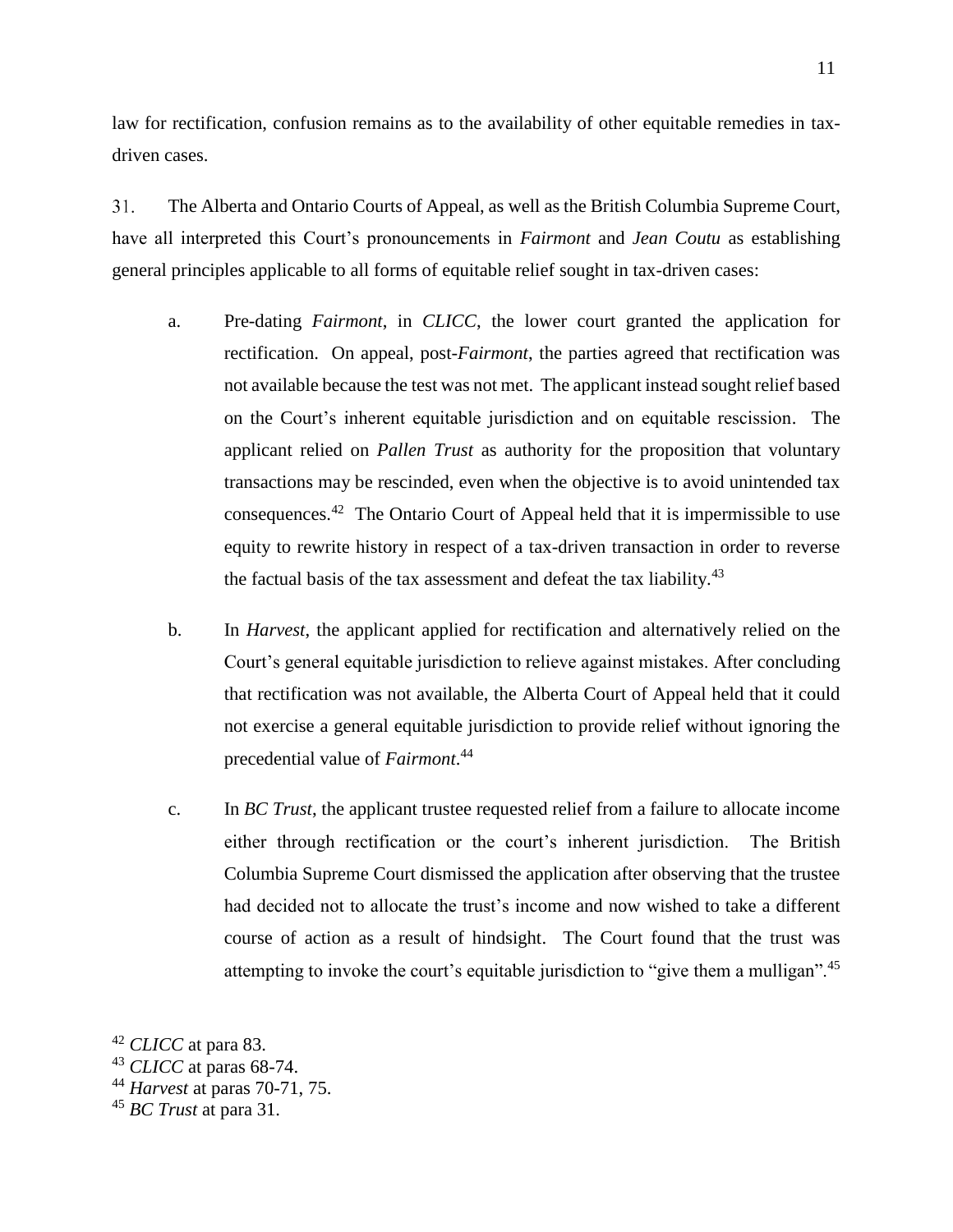law for rectification, confusion remains as to the availability of other equitable remedies in tax-driven cases.

31. The Alberta and Ontario Courts of Appeal, as well as the British Columbia Supreme Court, have all interpreted this Court's pronouncements in *Fairmont* and *Jean Coutu* as establishing general principles applicable to all forms of equitable relief sought in tax-driven cases:

a. Pre-dating *Fairmont*, in *CLICC*, the lower court granted the application for rectification. On appeal, post-*Fairmont*, the parties agreed that rectification was not available because the test was not met. The applicant instead sought relief based on the Court's inherent equitable jurisdiction and on equitable rescission. The applicant relied on *Pallen Trust* as authority for the proposition that voluntary transactions may be rescinded, even when the objective is to avoid unintended tax consequences.[42] The Ontario Court of Appeal held that it is impermissible to use equity to rewrite history in respect of a tax-driven transaction in order to reverse the factual basis of the tax assessment and defeat the tax liability.[43]

b. In *Harvest*, the applicant applied for rectification and alternatively relied on the Court's general equitable jurisdiction to relieve against mistakes. After concluding that rectification was not available, the Alberta Court of Appeal held that it could not exercise a general equitable jurisdiction to provide relief without ignoring the precedential value of *Fairmont*.[44]

c. In *BC Trust*, the applicant trustee requested relief from a failure to allocate income either through rectification or the court's inherent jurisdiction. The British Columbia Supreme Court dismissed the application after observing that the trustee had decided not to allocate the trust's income and now wished to take a different course of action as a result of hindsight. The Court found that the trust was attempting to invoke the court's equitable jurisdiction to "give them a mulligan".[45]

---

[42] *CLICC* at para 83.
[43] *CLICC* at paras 68-74.
[44] *Harvest* at paras 70-71, 75.
[45] *BC Trust* at para 31.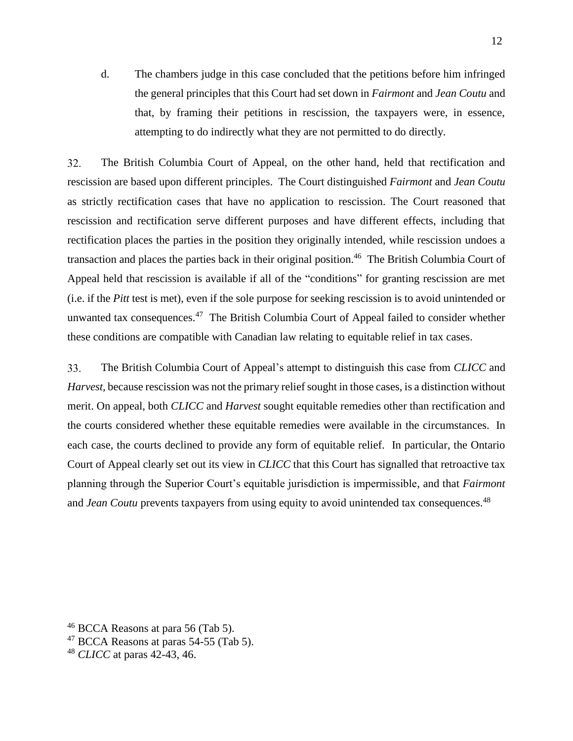d. The chambers judge in this case concluded that the petitions before him infringed the general principles that this Court had set down in *Fairmont* and *Jean Coutu* and that, by framing their petitions in rescission, the taxpayers were, in essence, attempting to do indirectly what they are not permitted to do directly.

32. The British Columbia Court of Appeal, on the other hand, held that rectification and rescission are based upon different principles. The Court distinguished *Fairmont* and *Jean Coutu* as strictly rectification cases that have no application to rescission. The Court reasoned that rescission and rectification serve different purposes and have different effects, including that rectification places the parties in the position they originally intended, while rescission undoes a transaction and places the parties back in their original position.[46] The British Columbia Court of Appeal held that rescission is available if all of the "conditions" for granting rescission are met (i.e. if the *Pitt* test is met), even if the sole purpose for seeking rescission is to avoid unintended or unwanted tax consequences.[47] The British Columbia Court of Appeal failed to consider whether these conditions are compatible with Canadian law relating to equitable relief in tax cases.

33. The British Columbia Court of Appeal's attempt to distinguish this case from *CLICC* and *Harvest*, because rescission was not the primary relief sought in those cases, is a distinction without merit. On appeal, both *CLICC* and *Harvest* sought equitable remedies other than rectification and the courts considered whether these equitable remedies were available in the circumstances. In each case, the courts declined to provide any form of equitable relief. In particular, the Ontario Court of Appeal clearly set out its view in *CLICC* that this Court has signalled that retroactive tax planning through the Superior Court's equitable jurisdiction is impermissible, and that *Fairmont* and *Jean Coutu* prevents taxpayers from using equity to avoid unintended tax consequences.[48]

[46] BCCA Reasons at para 56 (Tab 5).
[47] BCCA Reasons at paras 54-55 (Tab 5).
[48] *CLICC* at paras 42-43, 46.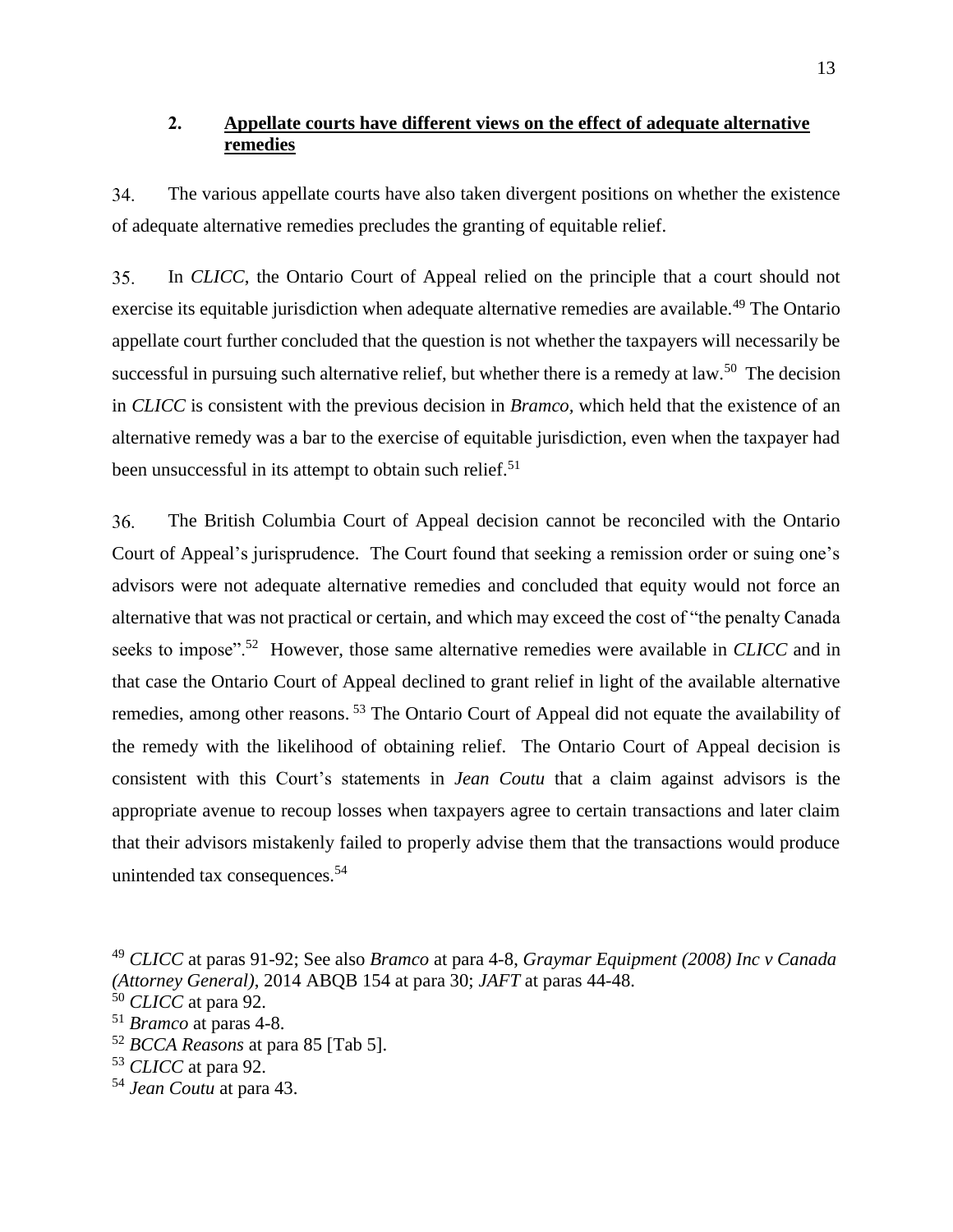### 2. Appellate courts have different views on the effect of adequate alternative remedies

34. The various appellate courts have also taken divergent positions on whether the existence of adequate alternative remedies precludes the granting of equitable relief.

35. In *CLICC*, the Ontario Court of Appeal relied on the principle that a court should not exercise its equitable jurisdiction when adequate alternative remedies are available.[49] The Ontario appellate court further concluded that the question is not whether the taxpayers will necessarily be successful in pursuing such alternative relief, but whether there is a remedy at law.[50] The decision in *CLICC* is consistent with the previous decision in *Bramco,* which held that the existence of an alternative remedy was a bar to the exercise of equitable jurisdiction, even when the taxpayer had been unsuccessful in its attempt to obtain such relief.[51]

36. The British Columbia Court of Appeal decision cannot be reconciled with the Ontario Court of Appeal's jurisprudence. The Court found that seeking a remission order or suing one's advisors were not adequate alternative remedies and concluded that equity would not force an alternative that was not practical or certain, and which may exceed the cost of "the penalty Canada seeks to impose".[52] However, those same alternative remedies were available in *CLICC* and in that case the Ontario Court of Appeal declined to grant relief in light of the available alternative remedies, among other reasons.[53] The Ontario Court of Appeal did not equate the availability of the remedy with the likelihood of obtaining relief. The Ontario Court of Appeal decision is consistent with this Court's statements in *Jean Coutu* that a claim against advisors is the appropriate avenue to recoup losses when taxpayers agree to certain transactions and later claim that their advisors mistakenly failed to properly advise them that the transactions would produce unintended tax consequences.[54]

---

[49] *CLICC* at paras 91-92; See also *Bramco* at para 4-8, *Graymar Equipment (2008) Inc v Canada (Attorney General)*, 2014 ABQB 154 at para 30; *JAFT* at paras 44-48.

[50] *CLICC* at para 92.

[51] *Bramco* at paras 4-8.

[52] *BCCA Reasons* at para 85 [Tab 5].

[53] *CLICC* at para 92.

[54] *Jean Coutu* at para 43.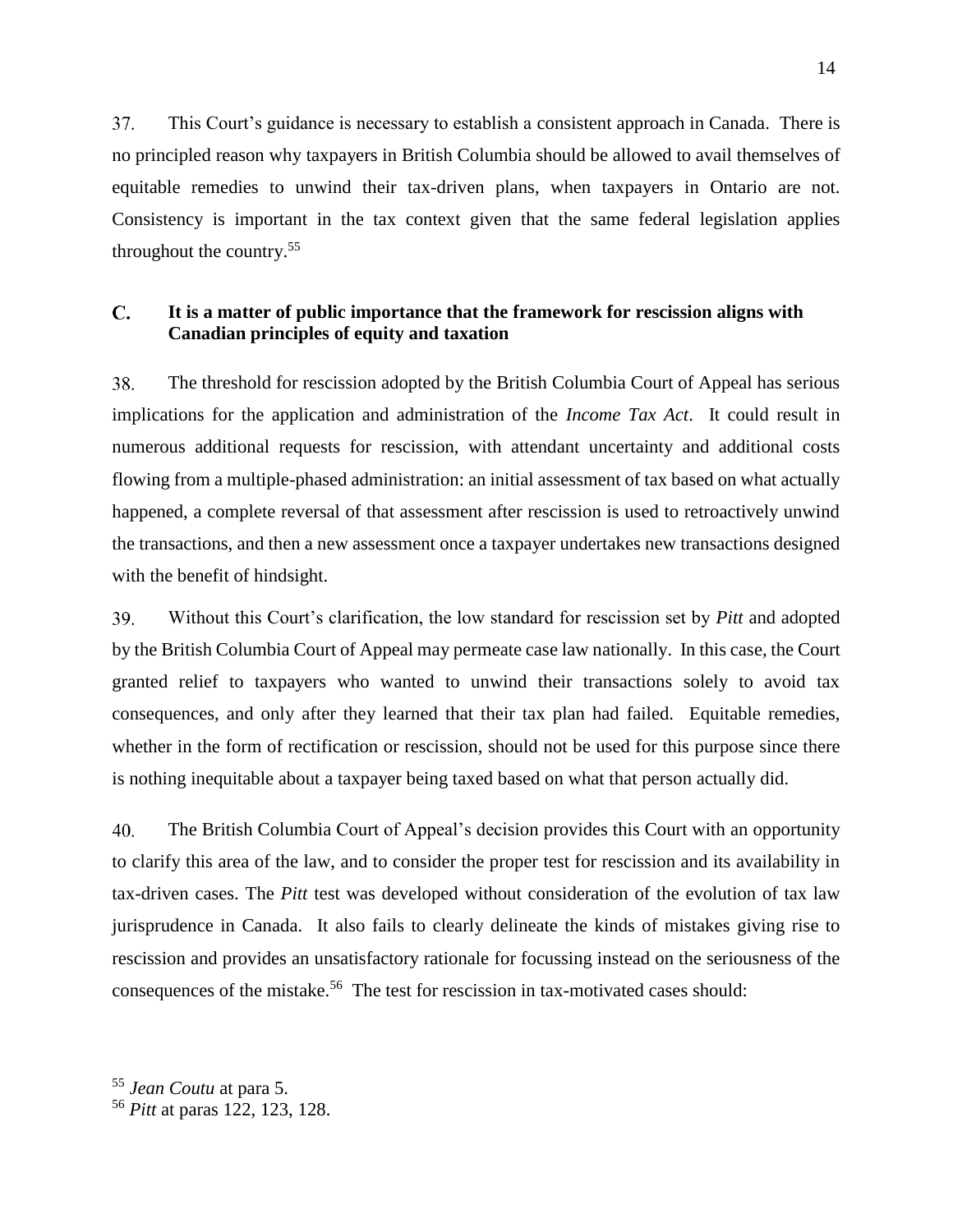37. This Court's guidance is necessary to establish a consistent approach in Canada. There is no principled reason why taxpayers in British Columbia should be allowed to avail themselves of equitable remedies to unwind their tax-driven plans, when taxpayers in Ontario are not. Consistency is important in the tax context given that the same federal legislation applies throughout the country.[55]

### C. It is a matter of public importance that the framework for rescission aligns with Canadian principles of equity and taxation

38. The threshold for rescission adopted by the British Columbia Court of Appeal has serious implications for the application and administration of the *Income Tax Act*. It could result in numerous additional requests for rescission, with attendant uncertainty and additional costs flowing from a multiple-phased administration: an initial assessment of tax based on what actually happened, a complete reversal of that assessment after rescission is used to retroactively unwind the transactions, and then a new assessment once a taxpayer undertakes new transactions designed with the benefit of hindsight.

39. Without this Court's clarification, the low standard for rescission set by *Pitt* and adopted by the British Columbia Court of Appeal may permeate case law nationally. In this case, the Court granted relief to taxpayers who wanted to unwind their transactions solely to avoid tax consequences, and only after they learned that their tax plan had failed. Equitable remedies, whether in the form of rectification or rescission, should not be used for this purpose since there is nothing inequitable about a taxpayer being taxed based on what that person actually did.

40. The British Columbia Court of Appeal's decision provides this Court with an opportunity to clarify this area of the law, and to consider the proper test for rescission and its availability in tax-driven cases. The *Pitt* test was developed without consideration of the evolution of tax law jurisprudence in Canada. It also fails to clearly delineate the kinds of mistakes giving rise to rescission and provides an unsatisfactory rationale for focussing instead on the seriousness of the consequences of the mistake.[56] The test for rescission in tax-motivated cases should:

---

[55] *Jean Coutu* at para 5.

[56] *Pitt* at paras 122, 123, 128.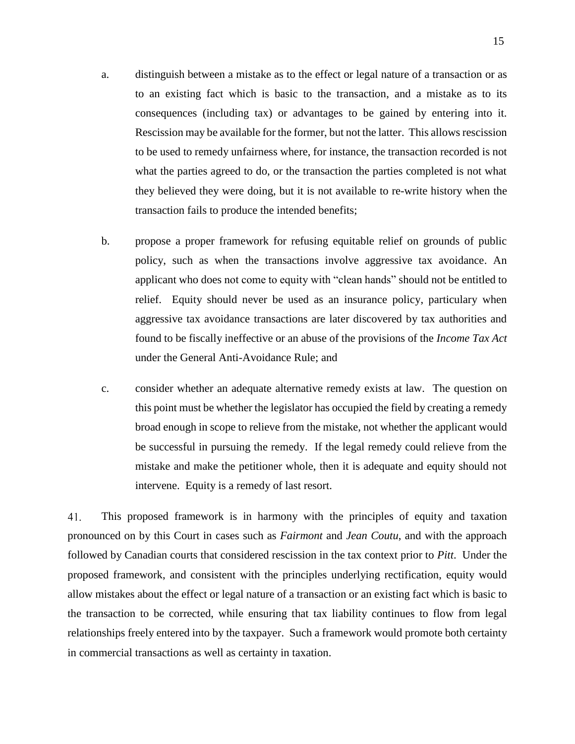a. distinguish between a mistake as to the effect or legal nature of a transaction or as to an existing fact which is basic to the transaction, and a mistake as to its consequences (including tax) or advantages to be gained by entering into it. Rescission may be available for the former, but not the latter. This allows rescission to be used to remedy unfairness where, for instance, the transaction recorded is not what the parties agreed to do, or the transaction the parties completed is not what they believed they were doing, but it is not available to re-write history when the transaction fails to produce the intended benefits;

b. propose a proper framework for refusing equitable relief on grounds of public policy, such as when the transactions involve aggressive tax avoidance. An applicant who does not come to equity with "clean hands" should not be entitled to relief. Equity should never be used as an insurance policy, particulary when aggressive tax avoidance transactions are later discovered by tax authorities and found to be fiscally ineffective or an abuse of the provisions of the *Income Tax Act* under the General Anti-Avoidance Rule; and

c. consider whether an adequate alternative remedy exists at law. The question on this point must be whether the legislator has occupied the field by creating a remedy broad enough in scope to relieve from the mistake, not whether the applicant would be successful in pursuing the remedy. If the legal remedy could relieve from the mistake and make the petitioner whole, then it is adequate and equity should not intervene. Equity is a remedy of last resort.

41. This proposed framework is in harmony with the principles of equity and taxation pronounced on by this Court in cases such as *Fairmont* and *Jean Coutu*, and with the approach followed by Canadian courts that considered rescission in the tax context prior to *Pitt*. Under the proposed framework, and consistent with the principles underlying rectification, equity would allow mistakes about the effect or legal nature of a transaction or an existing fact which is basic to the transaction to be corrected, while ensuring that tax liability continues to flow from legal relationships freely entered into by the taxpayer. Such a framework would promote both certainty in commercial transactions as well as certainty in taxation.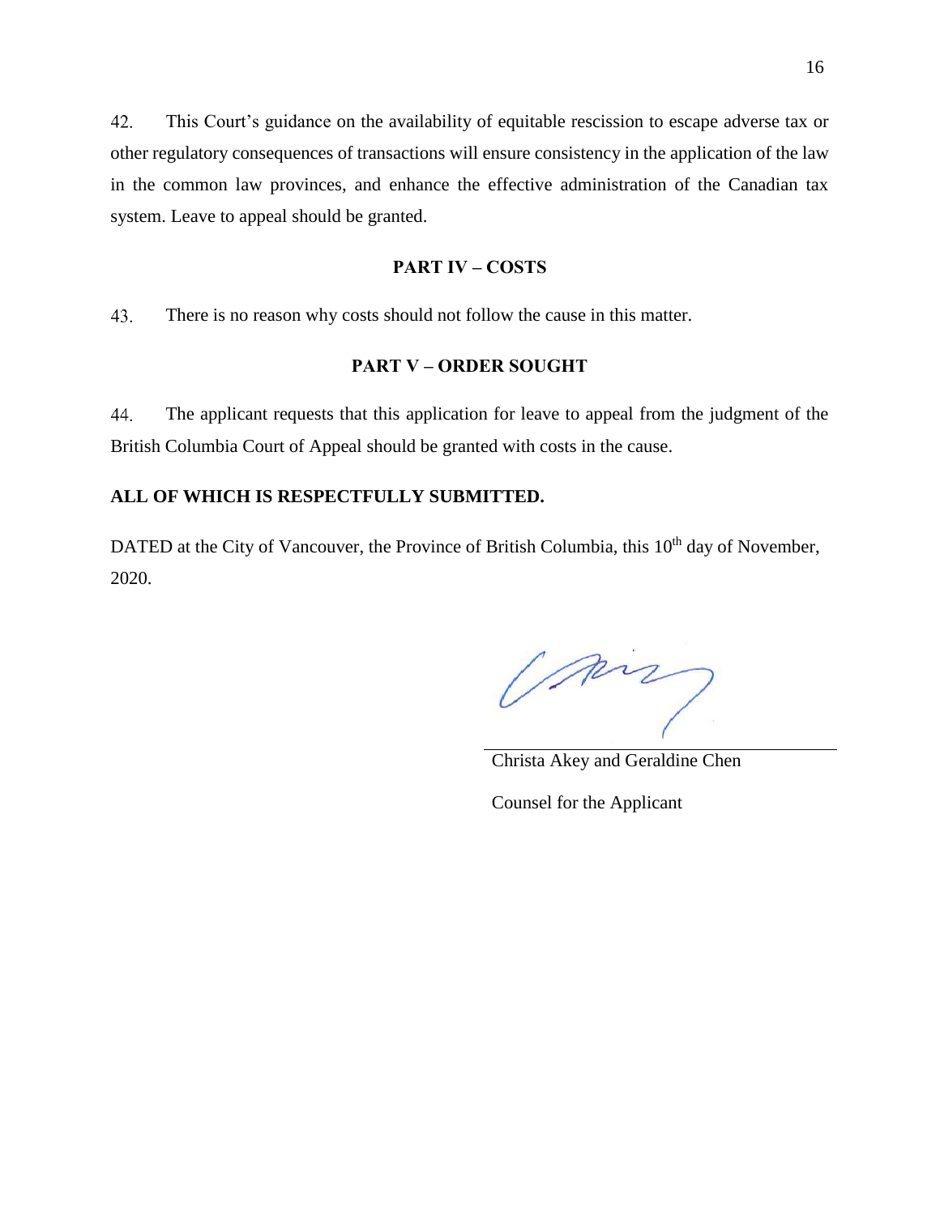42. This Court's guidance on the availability of equitable rescission to escape adverse tax or other regulatory consequences of transactions will ensure consistency in the application of the law in the common law provinces, and enhance the effective administration of the Canadian tax system. Leave to appeal should be granted.

## PART IV – COSTS

43. There is no reason why costs should not follow the cause in this matter.

## PART V – ORDER SOUGHT

44. The applicant requests that this application for leave to appeal from the judgment of the British Columbia Court of Appeal should be granted with costs in the cause.

**ALL OF WHICH IS RESPECTFULLY SUBMITTED.**

DATED at the City of Vancouver, the Province of British Columbia, this 10th day of November, 2020.

Christa Akey and Geraldine Chen

Counsel for the Applicant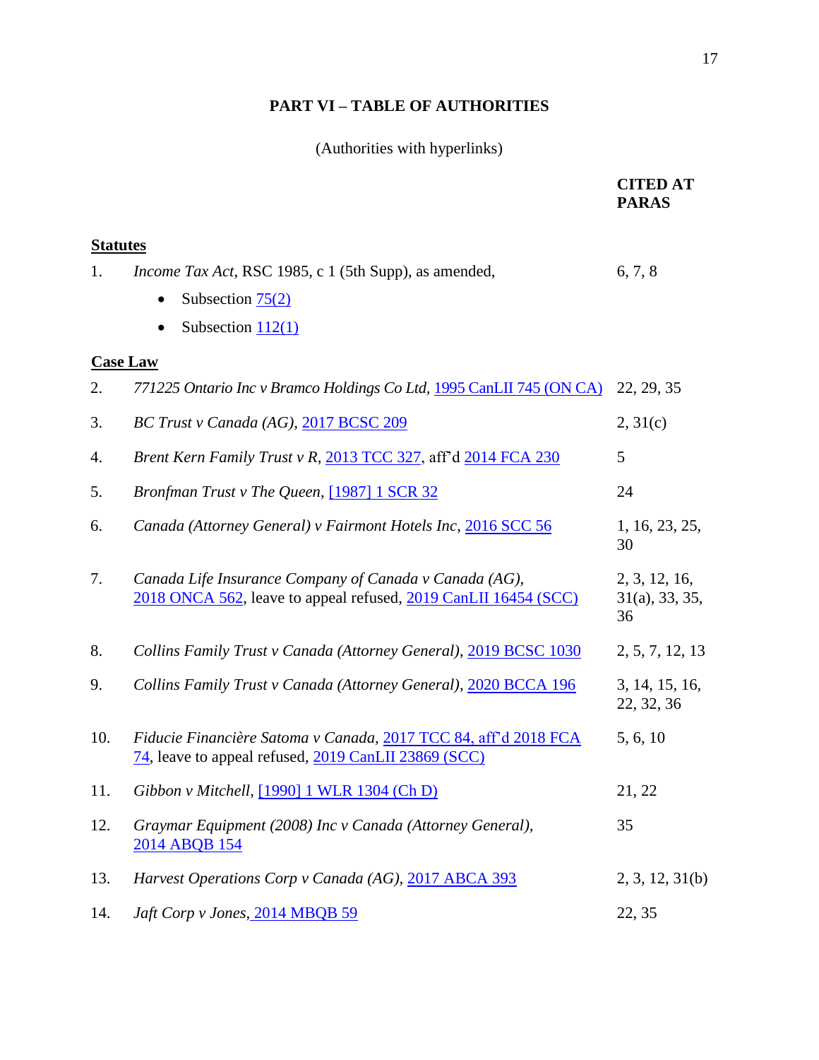## PART VI – TABLE OF AUTHORITIES

(Authorities with hyperlinks)

| | | CITED AT PARAS |
|---|---|---|
| **Statutes** | | |
| 1. | *Income Tax Act*, RSC 1985, c 1 (5th Supp), as amended,<br>• Subsection 75(2)<br>• Subsection 112(1) | 6, 7, 8 |
| **Case Law** | | |
| 2. | *771225 Ontario Inc v Bramco Holdings Co Ltd*, 1995 CanLII 745 (ON CA) | 22, 29, 35 |
| 3. | *BC Trust v Canada (AG)*, 2017 BCSC 209 | 2, 31(c) |
| 4. | *Brent Kern Family Trust v R*, 2013 TCC 327, aff'd 2014 FCA 230 | 5 |
| 5. | *Bronfman Trust v The Queen*, [1987] 1 SCR 32 | 24 |
| 6. | *Canada (Attorney General) v Fairmont Hotels Inc*, 2016 SCC 56 | 1, 16, 23, 25, 30 |
| 7. | *Canada Life Insurance Company of Canada v Canada (AG)*, 2018 ONCA 562, leave to appeal refused, 2019 CanLII 16454 (SCC) | 2, 3, 12, 16, 31(a), 33, 35, 36 |
| 8. | *Collins Family Trust v Canada (Attorney General)*, 2019 BCSC 1030 | 2, 5, 7, 12, 13 |
| 9. | *Collins Family Trust v Canada (Attorney General)*, 2020 BCCA 196 | 3, 14, 15, 16, 22, 32, 36 |
| 10. | *Fiducie Financière Satoma v Canada*, 2017 TCC 84, aff'd 2018 FCA 74, leave to appeal refused, 2019 CanLII 23869 (SCC) | 5, 6, 10 |
| 11. | *Gibbon v Mitchell*, [1990] 1 WLR 1304 (Ch D) | 21, 22 |
| 12. | *Graymar Equipment (2008) Inc v Canada (Attorney General)*, 2014 ABQB 154 | 35 |
| 13. | *Harvest Operations Corp v Canada (AG)*, 2017 ABCA 393 | 2, 3, 12, 31(b) |
| 14. | *Jaft Corp v Jones*, 2014 MBQB 59 | 22, 35 |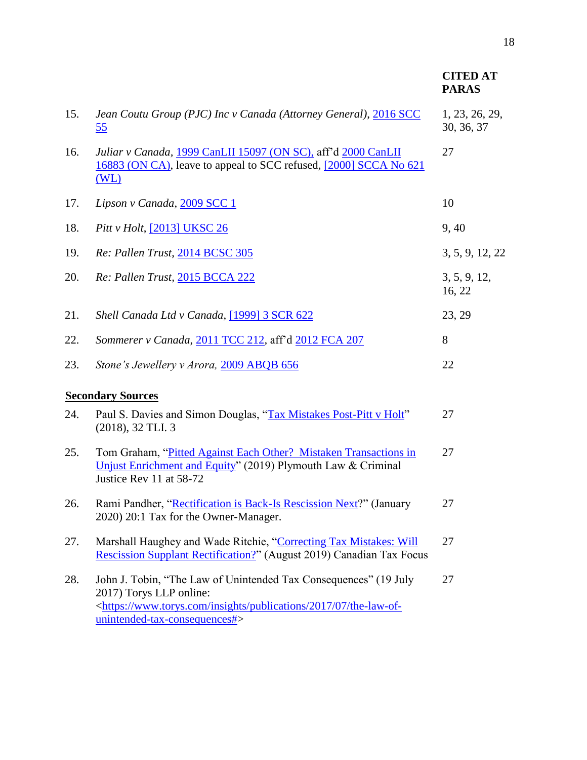| | | CITED AT PARAS |
|---|---|---|
| 15. | *Jean Coutu Group (PJC) Inc v Canada (Attorney General)*, 2016 SCC 55 | 1, 23, 26, 29, 30, 36, 37 |
| 16. | *Juliar v Canada*, 1999 CanLII 15097 (ON SC), aff'd 2000 CanLII 16883 (ON CA), leave to appeal to SCC refused, [2000] SCCA No 621 (WL) | 27 |
| 17. | *Lipson v Canada*, 2009 SCC 1 | 10 |
| 18. | *Pitt v Holt*, [2013] UKSC 26 | 9, 40 |
| 19. | *Re: Pallen Trust*, 2014 BCSC 305 | 3, 5, 9, 12, 22 |
| 20. | *Re: Pallen Trust*, 2015 BCCA 222 | 3, 5, 9, 12, 16, 22 |
| 21. | *Shell Canada Ltd v Canada*, [1999] 3 SCR 622 | 23, 29 |
| 22. | *Sommerer v Canada*, 2011 TCC 212, aff'd 2012 FCA 207 | 8 |
| 23. | *Stone's Jewellery v Arora,* 2009 ABQB 656 | 22 |

**Secondary Sources**

| | | |
|---|---|---|
| 24. | Paul S. Davies and Simon Douglas, "Tax Mistakes Post-Pitt v Holt" (2018), 32 TLI. 3 | 27 |
| 25. | Tom Graham, "Pitted Against Each Other? Mistaken Transactions in Unjust Enrichment and Equity" (2019) Plymouth Law & Criminal Justice Rev 11 at 58-72 | 27 |
| 26. | Rami Pandher, "Rectification is Back-Is Rescission Next?" (January 2020) 20:1 Tax for the Owner-Manager. | 27 |
| 27. | Marshall Haughey and Wade Ritchie, "Correcting Tax Mistakes: Will Rescission Supplant Rectification?" (August 2019) Canadian Tax Focus | 27 |
| 28. | John J. Tobin, "The Law of Unintended Tax Consequences" (19 July 2017) Torys LLP online: <https://www.torys.com/insights/publications/2017/07/the-law-of-unintended-tax-consequences#> | 27 |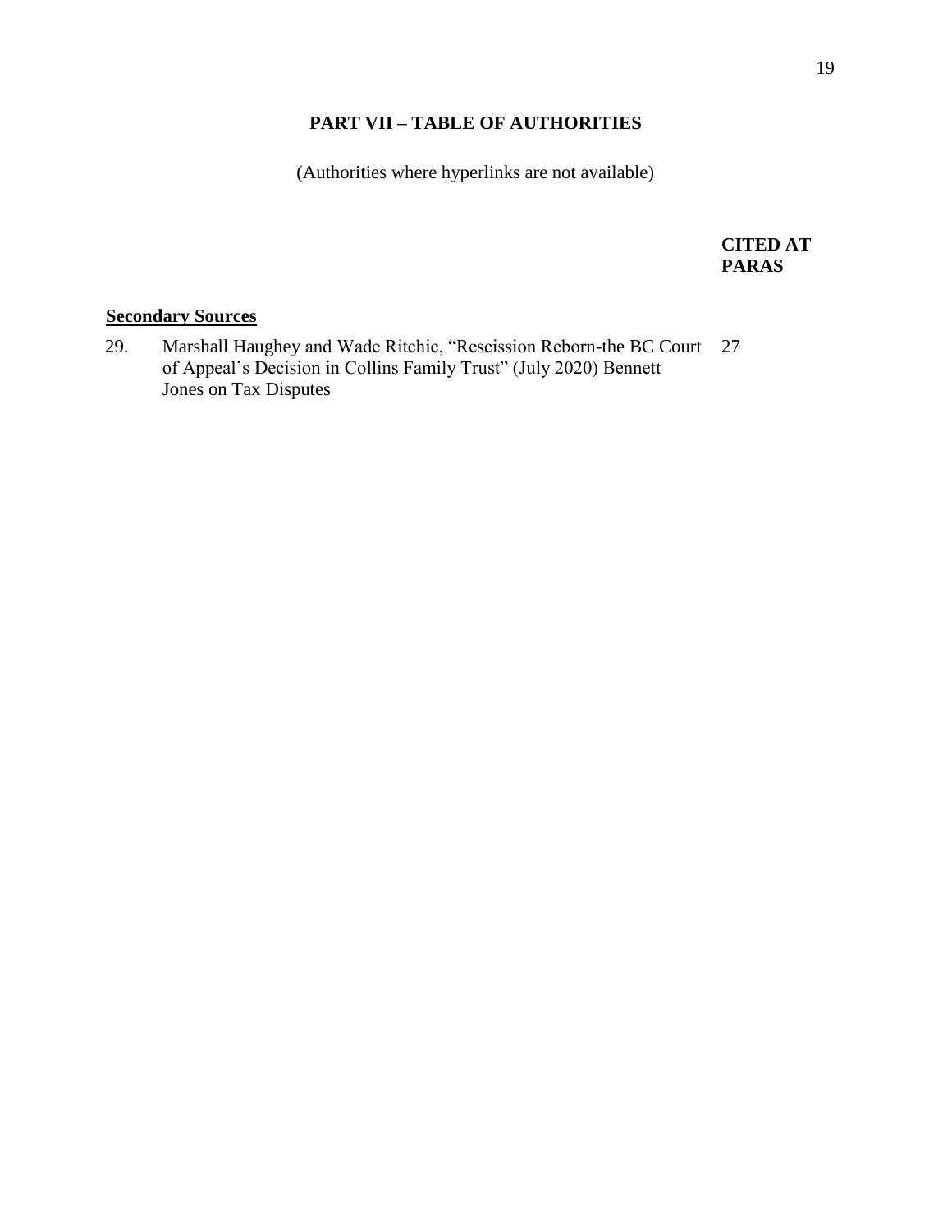# PART VII – TABLE OF AUTHORITIES

(Authorities where hyperlinks are not available)

| | | CITED AT PARAS |
|---|---|---|
| **Secondary Sources** | | |
| 29. | Marshall Haughey and Wade Ritchie, "Rescission Reborn-the BC Court of Appeal's Decision in Collins Family Trust" (July 2020) Bennett Jones on Tax Disputes | 27 |